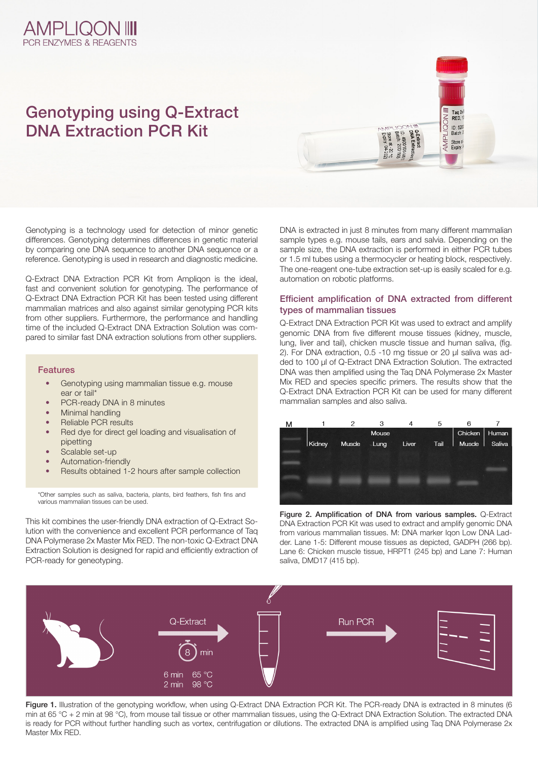# Genotyping using Q-Extract DNA Extraction PCR Kit

Genotyping is a technology used for detection of minor genetic differences. Genotyping determines differences in genetic material by comparing one DNA sequence to another DNA sequence or a reference. Genotyping is used in research and diagnostic medicine.

Q-Extract DNA Extraction PCR Kit from Ampliqon is the ideal, fast and convenient solution for genotyping. The performance of Q-Extract DNA Extraction PCR Kit has been tested using different mammalian matrices and also against similar genotyping PCR kits from other suppliers. Furthermore, the performance and handling time of the included Q-Extract DNA Extraction Solution was compared to similar fast DNA extraction solutions from other suppliers.

### Features

- Genotyping using mammalian tissue e.g. mouse ear or tail*
- PCR-ready DNA in 8 minutes
- Minimal handling
- Reliable PCR results
- Red dye for direct gel loading and visualisation of pipetting
- Scalable set-up
- Automation-friendly
- Results obtained 1-2 hours after sample collection

*Other samples such as saliva, bacteria, plants, bird feathers, fish fins and various mammalian tissues can be used.

This kit combines the user-friendly DNA extraction of Q-Extract Solution with the convenience and excellent PCR performance of Taq DNA Polymerase 2x Master Mix RED. The non-toxic Q-Extract DNA Extraction Solution is designed for rapid and efficiently extraction of PCR-ready for geneotyping.

DNA is extracted in just 8 minutes from many different mammalian sample types e.g. mouse tails, ears and salvia. Depending on the sample size, the DNA extraction is performed in either PCR tubes or 1.5 ml tubes using a thermocycler or heating block, respectively. The one-reagent one-tube extraction set-up is easily scaled for e.g. automation on robotic platforms.

## Efficient amplification of DNA extracted from different types of mammalian tissues

Q-Extract DNA Extraction PCR Kit was used to extract and amplify genomic DNA from five different mouse tissues (kidney, muscle, lung, liver and tail), chicken muscle tissue and human saliva, (fig. 2). For DNA extraction, 0.5 -10 mg tissue or 20 µl saliva was added to 100 µl of Q-Extract DNA Extraction Solution. The extracted DNA was then amplified using the Taq DNA Polymerase 2x Master Mix RED and species specific primers. The results show that the Q-Extract DNA Extraction PCR Kit can be used for many different mammalian samples and also saliva.

**Figure 2. Amplification of DNA from various samples.** Q-Extract DNA Extraction PCR Kit was used to extract and amplify genomic DNA from various mammalian tissues. M: DNA marker Iqon Low DNA Ladder. Lane 1-5: Different mouse tissues as depicted, GADPH (266 bp). Lane 6: Chicken muscle tissue, HRPT1 (245 bp) and Lane 7: Human saliva, DMD17 (415 bp).

**Figure 1.** Illustration of the genotyping workflow, when using Q-Extract DNA Extraction PCR Kit. The PCR-ready DNA is extracted in 8 minutes (6 min at 65 °C + 2 min at 98 °C), from mouse tail tissue or other mammalian tissues, using the Q-Extract DNA Extraction Solution. The extracted DNA is ready for PCR without further handling such as vortex, centrifugation or dilutions. The extracted DNA is amplified using Taq DNA Polymerase 2x Master Mix RED.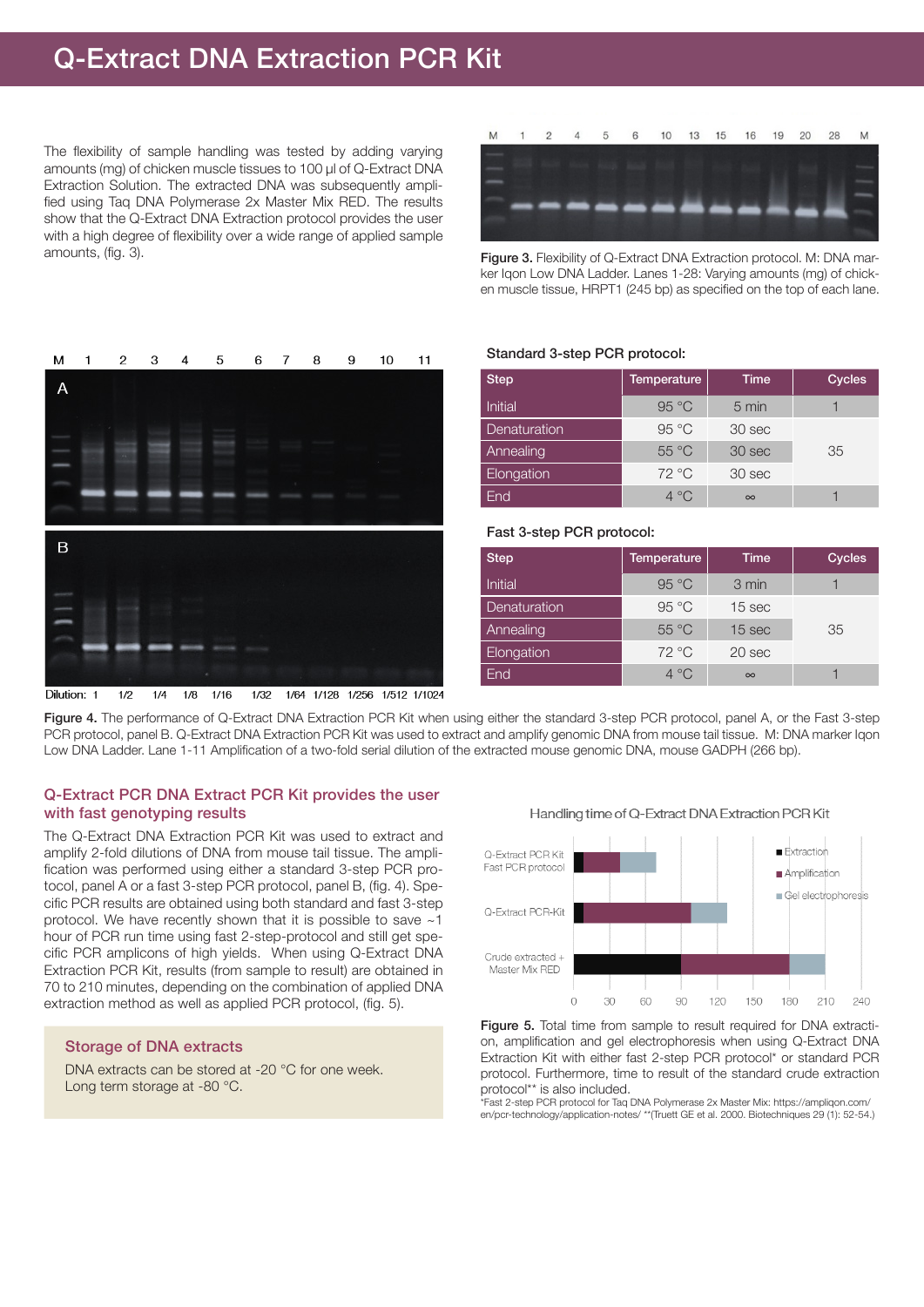# Q-Extract DNA Extraction PCR Kit

The flexibility of sample handling was tested by adding varying amounts (mg) of chicken muscle tissues to 100 µl of Q-Extract DNA Extraction Solution. The extracted DNA was subsequently amplified using Taq DNA Polymerase 2x Master Mix RED. The results show that the Q-Extract DNA Extraction protocol provides the user with a high degree of flexibility over a wide range of applied sample amounts, (fig. 3).

**Figure 3.** Flexibility of Q-Extract DNA Extraction protocol. M: DNA marker Iqon Low DNA Ladder. Lanes 1-28: Varying amounts (mg) of chicken muscle tissue, HRPT1 (245 bp) as specified on the top of each lane.

**Standard 3-step PCR protocol:**

| Step | Temperature | Time | Cycles |
|---|---|---|---|
| Initial | 95 °C | 5 min | 1 |
| Denaturation | 95 °C | 30 sec | |
| Annealing | 55 °C | 30 sec | 35 |
| Elongation | 72 °C | 30 sec | |
| End | 4 °C | ∞ | 1 |

**Fast 3-step PCR protocol:**

| Step | Temperature | Time | Cycles |
|---|---|---|---|
| Initial | 95 °C | 3 min | 1 |
| Denaturation | 95 °C | 15 sec | |
| Annealing | 55 °C | 15 sec | 35 |
| Elongation | 72 °C | 20 sec | |
| End | 4 °C | ∞ | 1 |

**Figure 4.** The performance of Q-Extract DNA Extraction PCR Kit when using either the standard 3-step PCR protocol, panel A, or the Fast 3-step PCR protocol, panel B. Q-Extract DNA Extraction PCR Kit was used to extract and amplify genomic DNA from mouse tail tissue. M: DNA marker Iqon Low DNA Ladder. Lane 1-11 Amplification of a two-fold serial dilution of the extracted mouse genomic DNA, mouse GADPH (266 bp).

## Q-Extract PCR DNA Extract PCR Kit provides the user with fast genotyping results

The Q-Extract DNA Extraction PCR Kit was used to extract and amplify 2-fold dilutions of DNA from mouse tail tissue. The amplification was performed using either a standard 3-step PCR protocol, panel A or a fast 3-step PCR protocol, panel B, (fig. 4). Specific PCR results are obtained using both standard and fast 3-step protocol. We have recently shown that it is possible to save ~1 hour of PCR run time using fast 2-step-protocol and still get specific PCR amplicons of high yields. When using Q-Extract DNA Extraction PCR Kit, results (from sample to result) are obtained in 70 to 210 minutes, depending on the combination of applied DNA extraction method as well as applied PCR protocol, (fig. 5).

### Storage of DNA extracts

DNA extracts can be stored at -20 °C for one week.
Long term storage at -80 °C.

**Figure 5.** Total time from sample to result required for DNA extraction, amplification and gel electrophoresis when using Q-Extract DNA Extraction Kit with either fast 2-step PCR protocol* or standard PCR protocol. Furthermore, time to result of the standard crude extraction protocol** is also included.

*Fast 2-step PCR protocol for Taq DNA Polymerase 2x Master Mix: https://ampliqon.com/en/pcr-technology/application-notes/ **(Truett GE et al. 2000. Biotechniques 29 (1): 52-54.)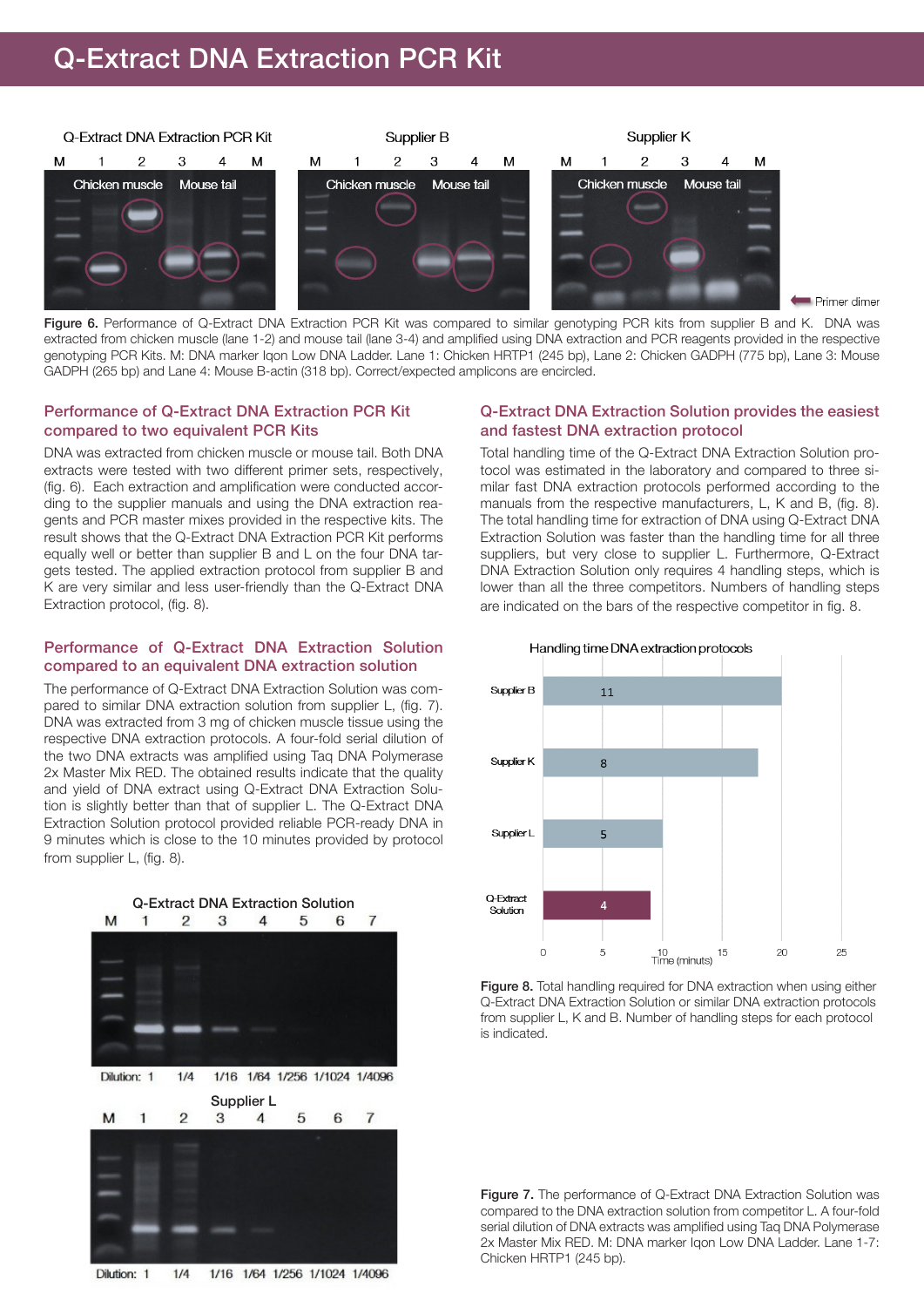# Q-Extract DNA Extraction PCR Kit

**Figure 6.** Performance of Q-Extract DNA Extraction PCR Kit was compared to similar genotyping PCR kits from supplier B and K. DNA was extracted from chicken muscle (lane 1-2) and mouse tail (lane 3-4) and amplified using DNA extraction and PCR reagents provided in the respective genotyping PCR Kits. M: DNA marker Iqon Low DNA Ladder. Lane 1: Chicken HRTP1 (245 bp), Lane 2: Chicken GADPH (775 bp), Lane 3: Mouse GADPH (265 bp) and Lane 4: Mouse B-actin (318 bp). Correct/expected amplicons are encircled.

## Performance of Q-Extract DNA Extraction PCR Kit compared to two equivalent PCR Kits

DNA was extracted from chicken muscle or mouse tail. Both DNA extracts were tested with two different primer sets, respectively, (fig. 6). Each extraction and amplification were conducted according to the supplier manuals and using the DNA extraction reagents and PCR master mixes provided in the respective kits. The result shows that the Q-Extract DNA Extraction PCR Kit performs equally well or better than supplier B and L on the four DNA targets tested. The applied extraction protocol from supplier B and K are very similar and less user-friendly than the Q-Extract DNA Extraction protocol, (fig. 8).

## Performance of Q-Extract DNA Extraction Solution compared to an equivalent DNA extraction solution

The performance of Q-Extract DNA Extraction Solution was compared to similar DNA extraction solution from supplier L, (fig. 7). DNA was extracted from 3 mg of chicken muscle tissue using the respective DNA extraction protocols. A four-fold serial dilution of the two DNA extracts was amplified using Taq DNA Polymerase 2x Master Mix RED. The obtained results indicate that the quality and yield of DNA extract using Q-Extract DNA Extraction Solution is slightly better than that of supplier L. The Q-Extract DNA Extraction Solution protocol provided reliable PCR-ready DNA in 9 minutes which is close to the 10 minutes provided by protocol from supplier L, (fig. 8).

## Q-Extract DNA Extraction Solution provides the easiest and fastest DNA extraction protocol

Total handling time of the Q-Extract DNA Extraction Solution protocol was estimated in the laboratory and compared to three similar fast DNA extraction protocols performed according to the manuals from the respective manufacturers, L, K and B, (fig. 8). The total handling time for extraction of DNA using Q-Extract DNA Extraction Solution was faster than the handling time for all three suppliers, but very close to supplier L. Furthermore, Q-Extract DNA Extraction Solution only requires 4 handling steps, which is lower than all the three competitors. Numbers of handling steps are indicated on the bars of the respective competitor in fig. 8.

**Figure 8.** Total handling required for DNA extraction when using either Q-Extract DNA Extraction Solution or similar DNA extraction protocols from supplier L, K and B. Number of handling steps for each protocol is indicated.

**Figure 7.** The performance of Q-Extract DNA Extraction Solution was compared to the DNA extraction solution from competitor L. A four-fold serial dilution of DNA extracts was amplified using Taq DNA Polymerase 2x Master Mix RED. M: DNA marker Iqon Low DNA Ladder. Lane 1-7: Chicken HRTP1 (245 bp).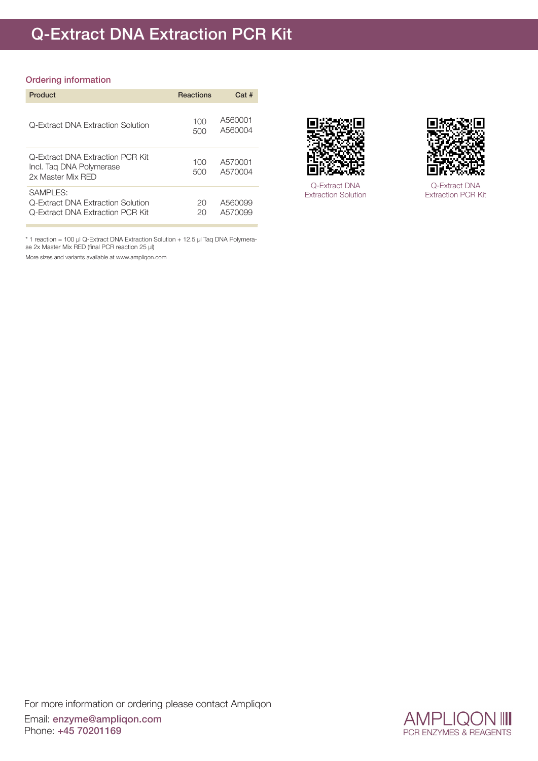# Q-Extract DNA Extraction PCR Kit

## Ordering information

| Product | Reactions | Cat # |
|---|---|---|
| Q-Extract DNA Extraction Solution | 100<br>500 | A560001<br>A560004 |
| Q-Extract DNA Extraction PCR Kit<br>Incl. Taq DNA Polymerase<br>2x Master Mix RED | 100<br>500 | A570001<br>A570004 |
| SAMPLES:<br>Q-Extract DNA Extraction Solution<br>Q-Extract DNA Extraction PCR Kit | <br>20<br>20 | <br>A560099<br>A570099 |

* 1 reaction = 100 µl Q-Extract DNA Extraction Solution + 12.5 µl Taq DNA Polymerase 2x Master Mix RED (final PCR reaction 25 µl)

More sizes and variants available at www.ampliqon.com

Q-Extract DNA Extraction Solution

Q-Extract DNA Extraction PCR Kit

For more information or ordering please contact Ampliqon

Email: **enzyme@ampliqon.com**
Phone: **+45 70201169**

AMPLIQON
PCR ENZYMES & REAGENTS